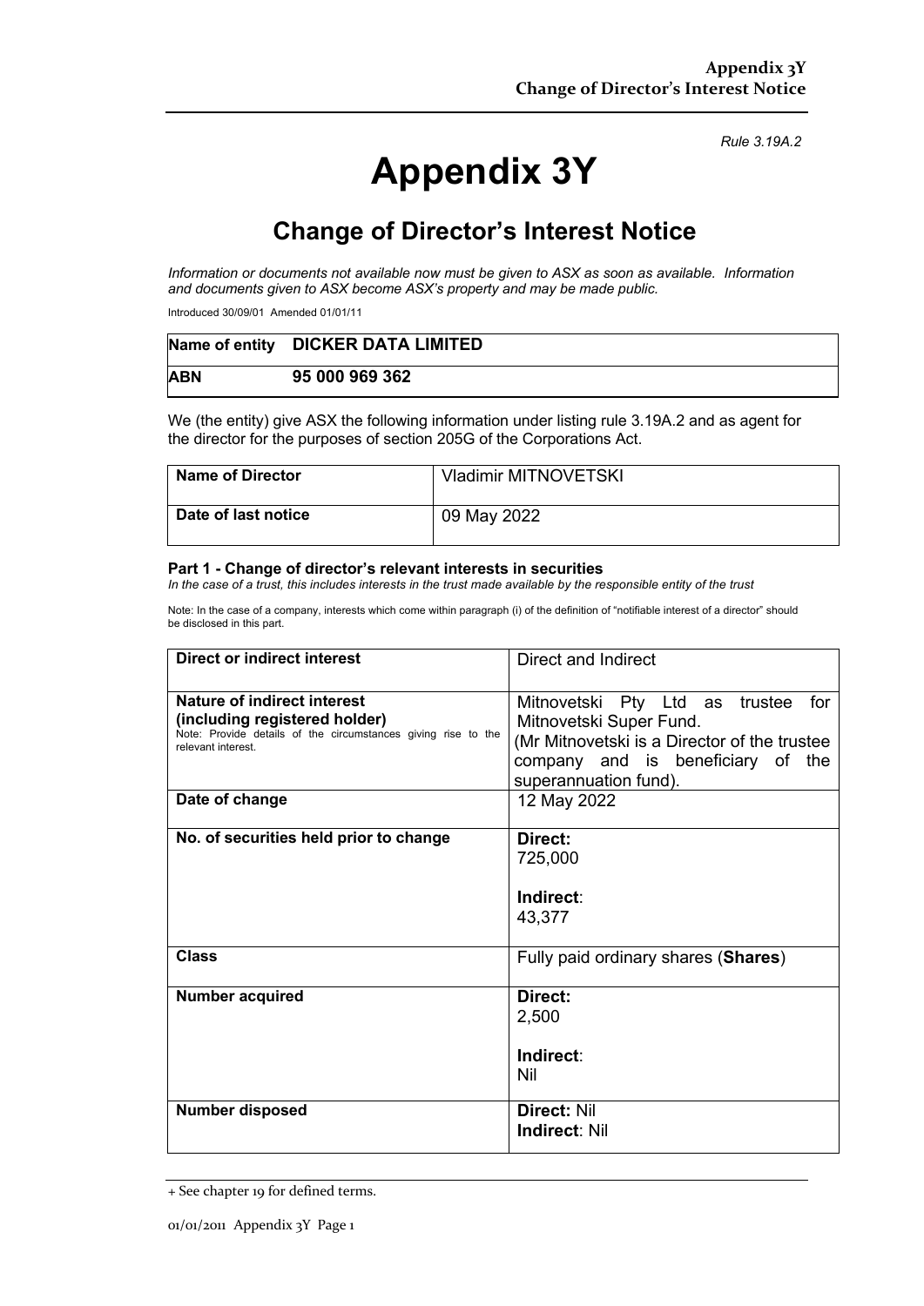*Rule 3.19A.2*

# Appendix 3Y

## Change of Director's Interest Notice

*Information or documents not available now must be given to ASX as soon as available. Information and documents given to ASX become ASX's property and may be made public.*

Introduced 30/09/01 Amended 01/01/11

| **Name of entity** | **DICKER DATA LIMITED** |
|---|---|
| **ABN** | **95 000 969 362** |

We (the entity) give ASX the following information under listing rule 3.19A.2 and as agent for the director for the purposes of section 205G of the Corporations Act.

| **Name of Director** | Vladimir MITNOVETSKI |
|---|---|
| **Date of last notice** | 09 May 2022 |

**Part 1 - Change of director's relevant interests in securities**

*In the case of a trust, this includes interests in the trust made available by the responsible entity of the trust*

Note: In the case of a company, interests which come within paragraph (i) of the definition of "notifiable interest of a director" should be disclosed in this part.

| **Direct or indirect interest** | Direct and Indirect |
|---|---|
| **Nature of indirect interest (including registered holder)** Note: Provide details of the circumstances giving rise to the relevant interest. | Mitnovetski Pty Ltd as trustee for Mitnovetski Super Fund. (Mr Mitnovetski is a Director of the trustee company and is beneficiary of the superannuation fund). |
| **Date of change** | 12 May 2022 |
| **No. of securities held prior to change** | **Direct:** 725,000<br><br>**Indirect**: 43,377 |
| **Class** | Fully paid ordinary shares (**Shares**) |
| **Number acquired** | **Direct:** 2,500<br><br>**Indirect**: Nil |
| **Number disposed** | **Direct:** Nil<br>**Indirect**: Nil |

+ See chapter 19 for defined terms.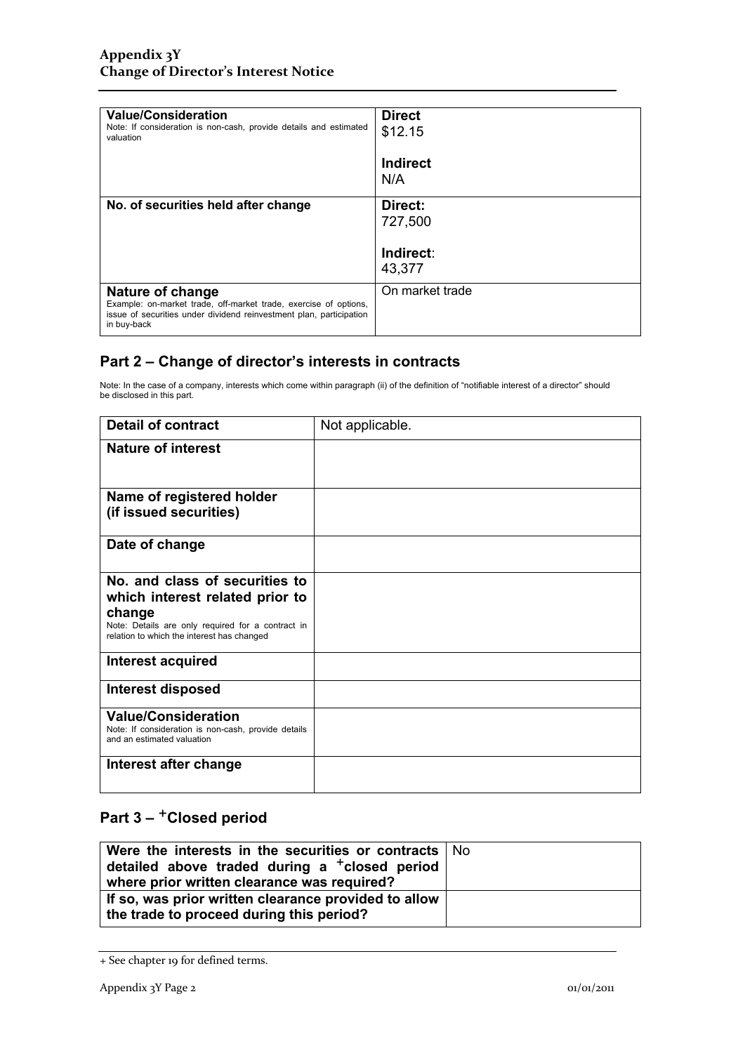| **Value/Consideration**<br>Note: If consideration is non-cash, provide details and estimated valuation | **Direct**<br>$12.15<br><br>**Indirect**<br>N/A |
|---|---|
| **No. of securities held after change** | **Direct:**<br>727,500<br><br>**Indirect**:<br>43,377 |
| **Nature of change**<br>Example: on-market trade, off-market trade, exercise of options, issue of securities under dividend reinvestment plan, participation in buy-back | On market trade |

## Part 2 – Change of director's interests in contracts

Note: In the case of a company, interests which come within paragraph (ii) of the definition of "notifiable interest of a director" should be disclosed in this part.

| **Detail of contract** | Not applicable. |
|---|---|
| **Nature of interest** | |
| **Name of registered holder (if issued securities)** | |
| **Date of change** | |
| **No. and class of securities to which interest related prior to change**<br>Note: Details are only required for a contract in relation to which the interest has changed | |
| **Interest acquired** | |
| **Interest disposed** | |
| **Value/Consideration**<br>Note: If consideration is non-cash, provide details and an estimated valuation | |
| **Interest after change** | |

## Part 3 – +Closed period

| **Were the interests in the securities or contracts detailed above traded during a +closed period where prior written clearance was required?** | No |
|---|---|
| **If so, was prior written clearance provided to allow the trade to proceed during this period?** | |

+ See chapter 19 for defined terms.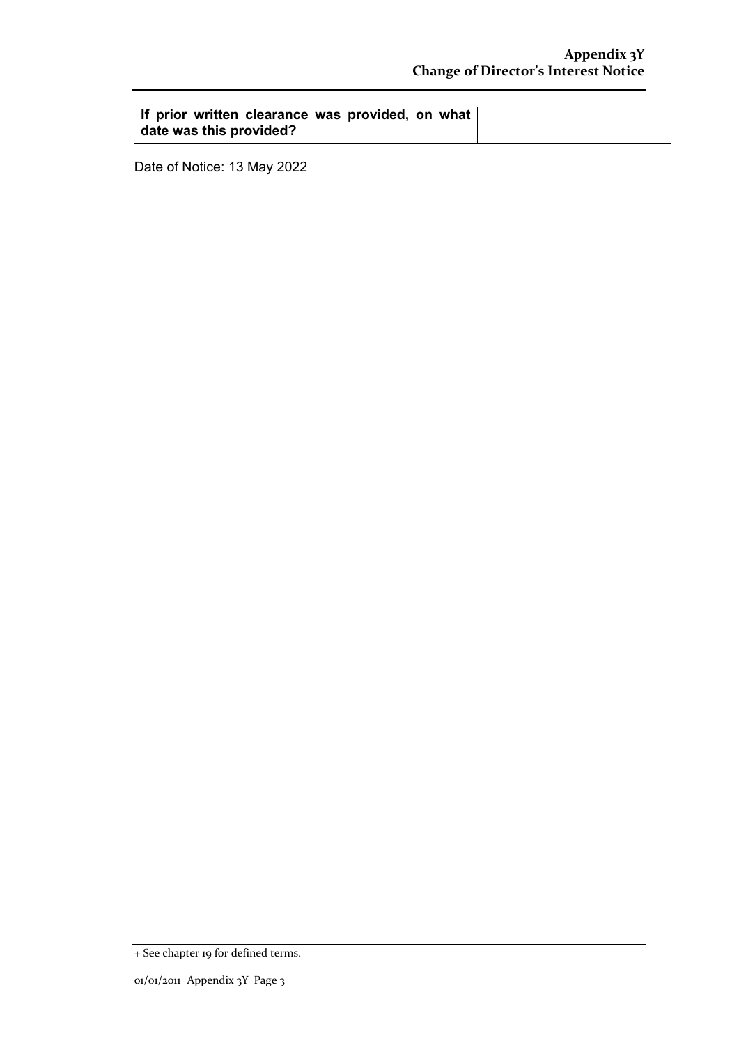| | |
|---|---|
| **If prior written clearance was provided, on what date was this provided?** | |

Date of Notice: 13 May 2022

+ See chapter 19 for defined terms.